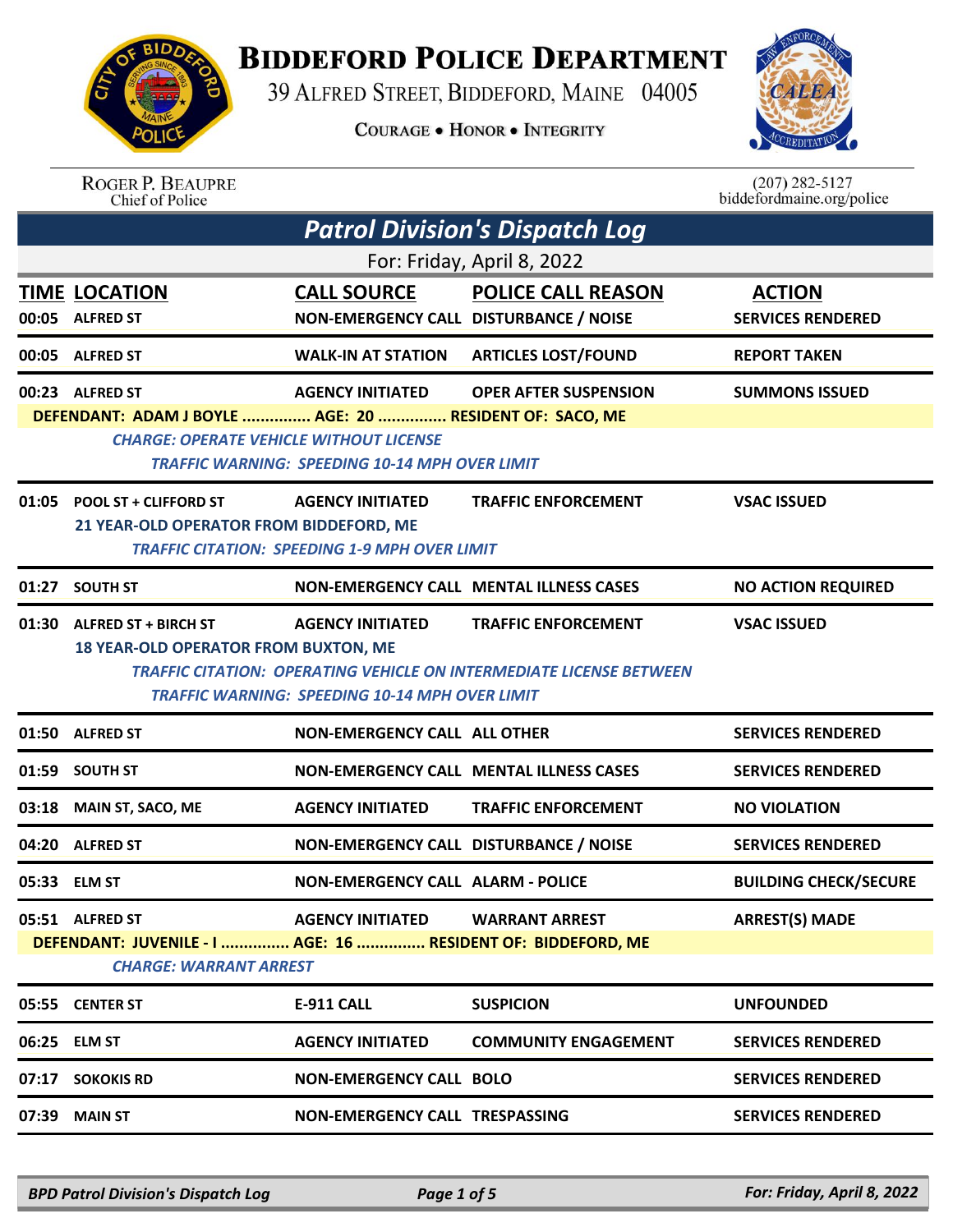# BIDDEFORD POLICE DEPARTMENT

39 ALFRED STREET, BIDDEFORD, MAINE 04005

COURAGE • HONOR • INTEGRITY

ROGER P. BEAUPRE
Chief of Police

(207) 282-5127
biddefordmaine.org/police

## Patrol Division's Dispatch Log

For: Friday, April 8, 2022

| TIME | LOCATION | CALL SOURCE | POLICE CALL REASON | ACTION |
|---|---|---|---|---|
| 00:05 | ALFRED ST | NON-EMERGENCY CALL | DISTURBANCE / NOISE | SERVICES RENDERED |
| 00:05 | ALFRED ST | WALK-IN AT STATION | ARTICLES LOST/FOUND | REPORT TAKEN |
| 00:23 | ALFRED ST | AGENCY INITIATED | OPER AFTER SUSPENSION | SUMMONS ISSUED |

DEFENDANT: ADAM J BOYLE ............... AGE: 20 ............... RESIDENT OF: SACO, ME

*CHARGE: OPERATE VEHICLE WITHOUT LICENSE*

*TRAFFIC WARNING: SPEEDING 10-14 MPH OVER LIMIT*

| TIME | LOCATION | CALL SOURCE | POLICE CALL REASON | ACTION |
|---|---|---|---|---|
| 01:05 | POOL ST + CLIFFORD ST | AGENCY INITIATED | TRAFFIC ENFORCEMENT | VSAC ISSUED |

21 YEAR-OLD OPERATOR FROM BIDDEFORD, ME

*TRAFFIC CITATION: SPEEDING 1-9 MPH OVER LIMIT*

| TIME | LOCATION | CALL SOURCE | POLICE CALL REASON | ACTION |
|---|---|---|---|---|
| 01:27 | SOUTH ST | NON-EMERGENCY CALL | MENTAL ILLNESS CASES | NO ACTION REQUIRED |
| 01:30 | ALFRED ST + BIRCH ST | AGENCY INITIATED | TRAFFIC ENFORCEMENT | VSAC ISSUED |

18 YEAR-OLD OPERATOR FROM BUXTON, ME

*TRAFFIC CITATION: OPERATING VEHICLE ON INTERMEDIATE LICENSE BETWEEN*

*TRAFFIC WARNING: SPEEDING 10-14 MPH OVER LIMIT*

| TIME | LOCATION | CALL SOURCE | POLICE CALL REASON | ACTION |
|---|---|---|---|---|
| 01:50 | ALFRED ST | NON-EMERGENCY CALL | ALL OTHER | SERVICES RENDERED |
| 01:59 | SOUTH ST | NON-EMERGENCY CALL | MENTAL ILLNESS CASES | SERVICES RENDERED |
| 03:18 | MAIN ST, SACO, ME | AGENCY INITIATED | TRAFFIC ENFORCEMENT | NO VIOLATION |
| 04:20 | ALFRED ST | NON-EMERGENCY CALL | DISTURBANCE / NOISE | SERVICES RENDERED |
| 05:33 | ELM ST | NON-EMERGENCY CALL | ALARM - POLICE | BUILDING CHECK/SECURE |
| 05:51 | ALFRED ST | AGENCY INITIATED | WARRANT ARREST | ARREST(S) MADE |

DEFENDANT: JUVENILE - I ............... AGE: 16 ............... RESIDENT OF: BIDDEFORD, ME

*CHARGE: WARRANT ARREST*

| TIME | LOCATION | CALL SOURCE | POLICE CALL REASON | ACTION |
|---|---|---|---|---|
| 05:55 | CENTER ST | E-911 CALL | SUSPICION | UNFOUNDED |
| 06:25 | ELM ST | AGENCY INITIATED | COMMUNITY ENGAGEMENT | SERVICES RENDERED |
| 07:17 | SOKOKIS RD | NON-EMERGENCY CALL | BOLO | SERVICES RENDERED |
| 07:39 | MAIN ST | NON-EMERGENCY CALL | TRESPASSING | SERVICES RENDERED |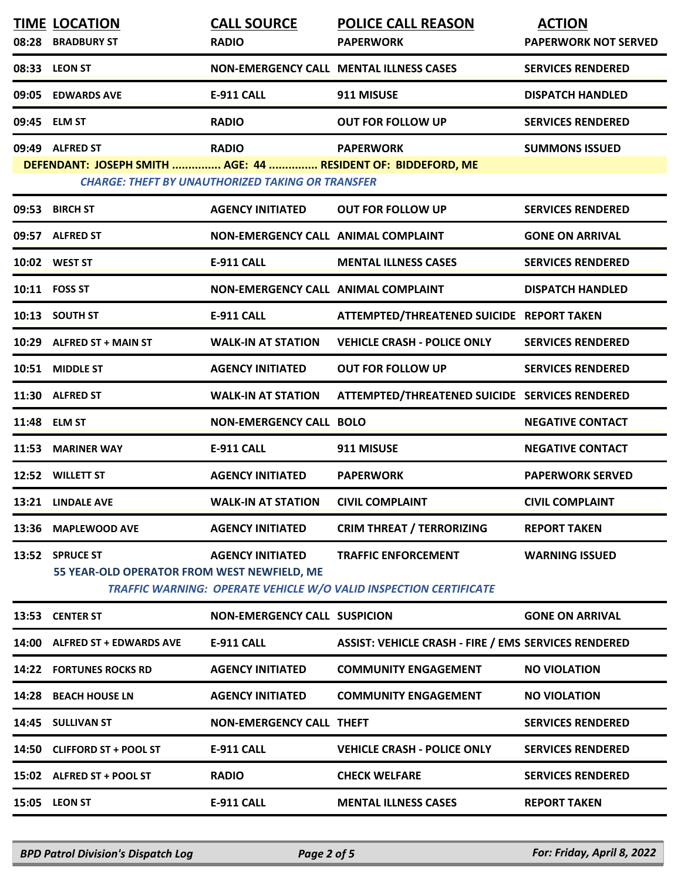| TIME | LOCATION | CALL SOURCE | POLICE CALL REASON | ACTION |
|---|---|---|---|---|
| 08:28 | BRADBURY ST | RADIO | PAPERWORK | PAPERWORK NOT SERVED |
| 08:33 | LEON ST | NON-EMERGENCY CALL | MENTAL ILLNESS CASES | SERVICES RENDERED |
| 09:05 | EDWARDS AVE | E-911 CALL | 911 MISUSE | DISPATCH HANDLED |
| 09:45 | ELM ST | RADIO | OUT FOR FOLLOW UP | SERVICES RENDERED |
| 09:49 | ALFRED ST | RADIO | PAPERWORK | SUMMONS ISSUED |
| | DEFENDANT: JOSEPH SMITH ............... AGE: 44 ............... RESIDENT OF: BIDDEFORD, ME | | | |
| | *CHARGE: THEFT BY UNAUTHORIZED TAKING OR TRANSFER* | | | |
| 09:53 | BIRCH ST | AGENCY INITIATED | OUT FOR FOLLOW UP | SERVICES RENDERED |
| 09:57 | ALFRED ST | NON-EMERGENCY CALL | ANIMAL COMPLAINT | GONE ON ARRIVAL |
| 10:02 | WEST ST | E-911 CALL | MENTAL ILLNESS CASES | SERVICES RENDERED |
| 10:11 | FOSS ST | NON-EMERGENCY CALL | ANIMAL COMPLAINT | DISPATCH HANDLED |
| 10:13 | SOUTH ST | E-911 CALL | ATTEMPTED/THREATENED SUICIDE | REPORT TAKEN |
| 10:29 | ALFRED ST + MAIN ST | WALK-IN AT STATION | VEHICLE CRASH - POLICE ONLY | SERVICES RENDERED |
| 10:51 | MIDDLE ST | AGENCY INITIATED | OUT FOR FOLLOW UP | SERVICES RENDERED |
| 11:30 | ALFRED ST | WALK-IN AT STATION | ATTEMPTED/THREATENED SUICIDE | SERVICES RENDERED |
| 11:48 | ELM ST | NON-EMERGENCY CALL | BOLO | NEGATIVE CONTACT |
| 11:53 | MARINER WAY | E-911 CALL | 911 MISUSE | NEGATIVE CONTACT |
| 12:52 | WILLETT ST | AGENCY INITIATED | PAPERWORK | PAPERWORK SERVED |
| 13:21 | LINDALE AVE | WALK-IN AT STATION | CIVIL COMPLAINT | CIVIL COMPLAINT |
| 13:36 | MAPLEWOOD AVE | AGENCY INITIATED | CRIM THREAT / TERRORIZING | REPORT TAKEN |
| 13:52 | SPRUCE ST | AGENCY INITIATED | TRAFFIC ENFORCEMENT | WARNING ISSUED |
| | 55 YEAR-OLD OPERATOR FROM WEST NEWFIELD, ME | | | |
| | *TRAFFIC WARNING: OPERATE VEHICLE W/O VALID INSPECTION CERTIFICATE* | | | |
| 13:53 | CENTER ST | NON-EMERGENCY CALL | SUSPICION | GONE ON ARRIVAL |
| 14:00 | ALFRED ST + EDWARDS AVE | E-911 CALL | ASSIST: VEHICLE CRASH - FIRE / EMS | SERVICES RENDERED |
| 14:22 | FORTUNES ROCKS RD | AGENCY INITIATED | COMMUNITY ENGAGEMENT | NO VIOLATION |
| 14:28 | BEACH HOUSE LN | AGENCY INITIATED | COMMUNITY ENGAGEMENT | NO VIOLATION |
| 14:45 | SULLIVAN ST | NON-EMERGENCY CALL | THEFT | SERVICES RENDERED |
| 14:50 | CLIFFORD ST + POOL ST | E-911 CALL | VEHICLE CRASH - POLICE ONLY | SERVICES RENDERED |
| 15:02 | ALFRED ST + POOL ST | RADIO | CHECK WELFARE | SERVICES RENDERED |
| 15:05 | LEON ST | E-911 CALL | MENTAL ILLNESS CASES | REPORT TAKEN |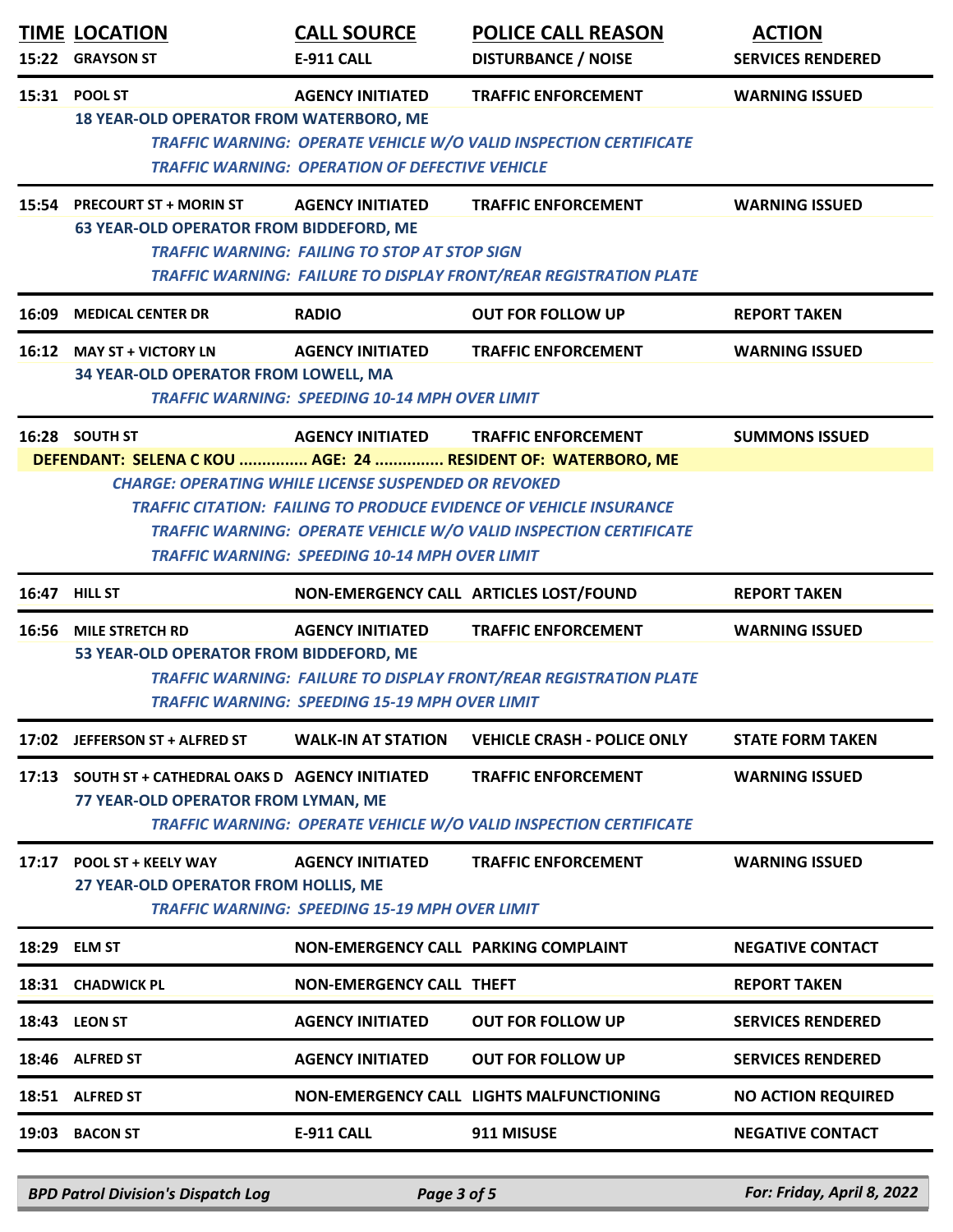| TIME | LOCATION | CALL SOURCE | POLICE CALL REASON | ACTION |
|---|---|---|---|---|
| 15:22 | GRAYSON ST | E-911 CALL | DISTURBANCE / NOISE | SERVICES RENDERED |
| 15:31 | POOL ST | AGENCY INITIATED | TRAFFIC ENFORCEMENT | WARNING ISSUED |
| | 18 YEAR-OLD OPERATOR FROM WATERBORO, ME | | | |
| | | *TRAFFIC WARNING: OPERATE VEHICLE W/O VALID INSPECTION CERTIFICATE* | | |
| | | *TRAFFIC WARNING: OPERATION OF DEFECTIVE VEHICLE* | | |
| 15:54 | PRECOURT ST + MORIN ST | AGENCY INITIATED | TRAFFIC ENFORCEMENT | WARNING ISSUED |
| | 63 YEAR-OLD OPERATOR FROM BIDDEFORD, ME | | | |
| | | *TRAFFIC WARNING: FAILING TO STOP AT STOP SIGN* | | |
| | | *TRAFFIC WARNING: FAILURE TO DISPLAY FRONT/REAR REGISTRATION PLATE* | | |
| 16:09 | MEDICAL CENTER DR | RADIO | OUT FOR FOLLOW UP | REPORT TAKEN |
| 16:12 | MAY ST + VICTORY LN | AGENCY INITIATED | TRAFFIC ENFORCEMENT | WARNING ISSUED |
| | 34 YEAR-OLD OPERATOR FROM LOWELL, MA | | | |
| | | *TRAFFIC WARNING: SPEEDING 10-14 MPH OVER LIMIT* | | |
| 16:28 | SOUTH ST | AGENCY INITIATED | TRAFFIC ENFORCEMENT | SUMMONS ISSUED |
| | DEFENDANT: SELENA C KOU ............... AGE: 24 ............... RESIDENT OF: WATERBORO, ME | | | |
| | | *CHARGE: OPERATING WHILE LICENSE SUSPENDED OR REVOKED* | | |
| | | *TRAFFIC CITATION: FAILING TO PRODUCE EVIDENCE OF VEHICLE INSURANCE* | | |
| | | *TRAFFIC WARNING: OPERATE VEHICLE W/O VALID INSPECTION CERTIFICATE* | | |
| | | *TRAFFIC WARNING: SPEEDING 10-14 MPH OVER LIMIT* | | |
| 16:47 | HILL ST | NON-EMERGENCY CALL | ARTICLES LOST/FOUND | REPORT TAKEN |
| 16:56 | MILE STRETCH RD | AGENCY INITIATED | TRAFFIC ENFORCEMENT | WARNING ISSUED |
| | 53 YEAR-OLD OPERATOR FROM BIDDEFORD, ME | | | |
| | | *TRAFFIC WARNING: FAILURE TO DISPLAY FRONT/REAR REGISTRATION PLATE* | | |
| | | *TRAFFIC WARNING: SPEEDING 15-19 MPH OVER LIMIT* | | |
| 17:02 | JEFFERSON ST + ALFRED ST | WALK-IN AT STATION | VEHICLE CRASH - POLICE ONLY | STATE FORM TAKEN |
| 17:13 | SOUTH ST + CATHEDRAL OAKS D | AGENCY INITIATED | TRAFFIC ENFORCEMENT | WARNING ISSUED |
| | 77 YEAR-OLD OPERATOR FROM LYMAN, ME | | | |
| | | *TRAFFIC WARNING: OPERATE VEHICLE W/O VALID INSPECTION CERTIFICATE* | | |
| 17:17 | POOL ST + KEELY WAY | AGENCY INITIATED | TRAFFIC ENFORCEMENT | WARNING ISSUED |
| | 27 YEAR-OLD OPERATOR FROM HOLLIS, ME | | | |
| | | *TRAFFIC WARNING: SPEEDING 15-19 MPH OVER LIMIT* | | |
| 18:29 | ELM ST | NON-EMERGENCY CALL | PARKING COMPLAINT | NEGATIVE CONTACT |
| 18:31 | CHADWICK PL | NON-EMERGENCY CALL | THEFT | REPORT TAKEN |
| 18:43 | LEON ST | AGENCY INITIATED | OUT FOR FOLLOW UP | SERVICES RENDERED |
| 18:46 | ALFRED ST | AGENCY INITIATED | OUT FOR FOLLOW UP | SERVICES RENDERED |
| 18:51 | ALFRED ST | NON-EMERGENCY CALL | LIGHTS MALFUNCTIONING | NO ACTION REQUIRED |
| 19:03 | BACON ST | E-911 CALL | 911 MISUSE | NEGATIVE CONTACT |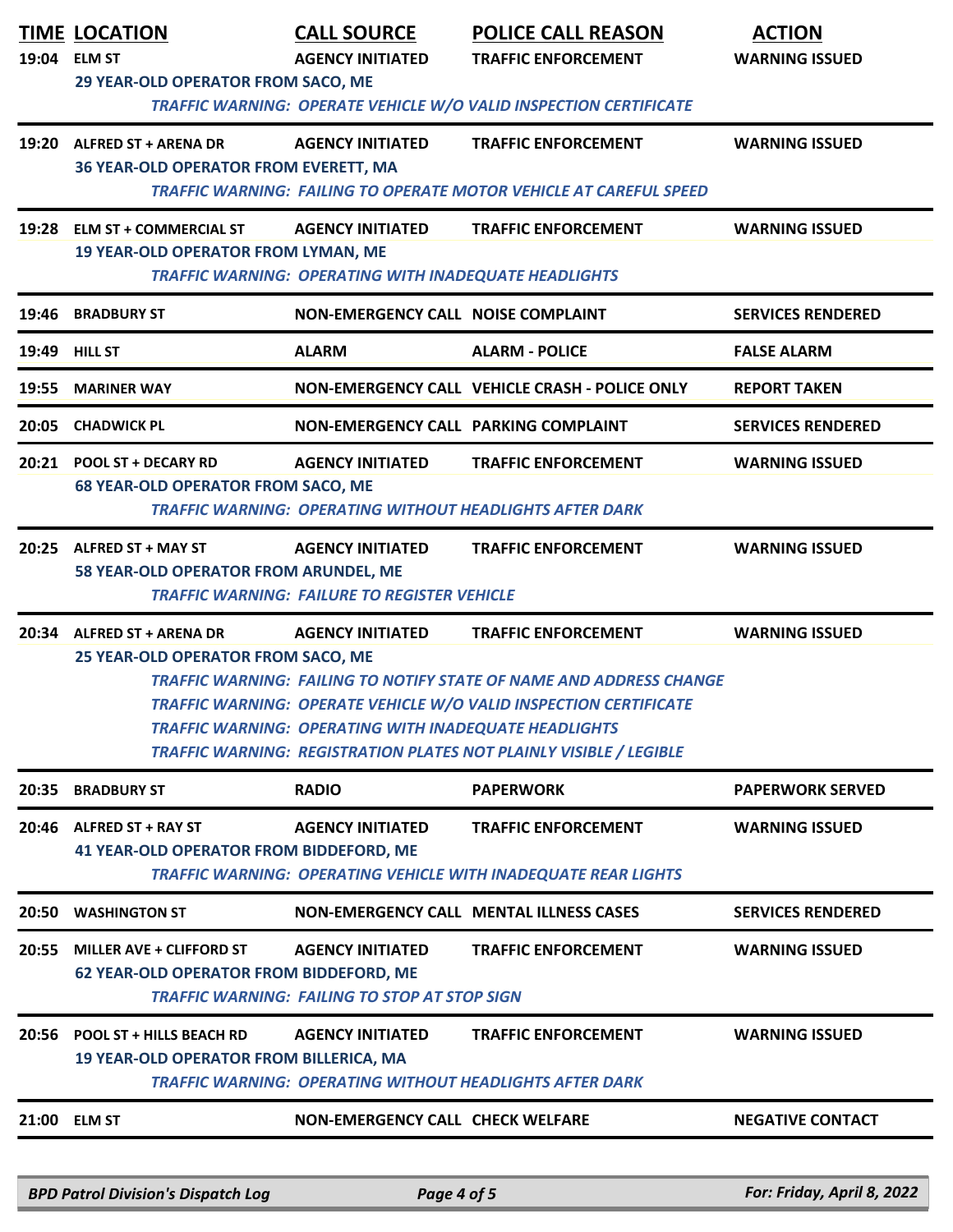| TIME | LOCATION | CALL SOURCE | POLICE CALL REASON | ACTION |
|---|---|---|---|---|
| 19:04 | ELM ST | AGENCY INITIATED | TRAFFIC ENFORCEMENT | WARNING ISSUED |
| | 29 YEAR-OLD OPERATOR FROM SACO, ME | | | |
| | | *TRAFFIC WARNING: OPERATE VEHICLE W/O VALID INSPECTION CERTIFICATE* | | |
| 19:20 | ALFRED ST + ARENA DR | AGENCY INITIATED | TRAFFIC ENFORCEMENT | WARNING ISSUED |
| | 36 YEAR-OLD OPERATOR FROM EVERETT, MA | | | |
| | | *TRAFFIC WARNING: FAILING TO OPERATE MOTOR VEHICLE AT CAREFUL SPEED* | | |
| 19:28 | ELM ST + COMMERCIAL ST | AGENCY INITIATED | TRAFFIC ENFORCEMENT | WARNING ISSUED |
| | 19 YEAR-OLD OPERATOR FROM LYMAN, ME | | | |
| | | *TRAFFIC WARNING: OPERATING WITH INADEQUATE HEADLIGHTS* | | |
| 19:46 | BRADBURY ST | NON-EMERGENCY CALL | NOISE COMPLAINT | SERVICES RENDERED |
| 19:49 | HILL ST | ALARM | ALARM - POLICE | FALSE ALARM |
| 19:55 | MARINER WAY | NON-EMERGENCY CALL | VEHICLE CRASH - POLICE ONLY | REPORT TAKEN |
| 20:05 | CHADWICK PL | NON-EMERGENCY CALL | PARKING COMPLAINT | SERVICES RENDERED |
| 20:21 | POOL ST + DECARY RD | AGENCY INITIATED | TRAFFIC ENFORCEMENT | WARNING ISSUED |
| | 68 YEAR-OLD OPERATOR FROM SACO, ME | | | |
| | | *TRAFFIC WARNING: OPERATING WITHOUT HEADLIGHTS AFTER DARK* | | |
| 20:25 | ALFRED ST + MAY ST | AGENCY INITIATED | TRAFFIC ENFORCEMENT | WARNING ISSUED |
| | 58 YEAR-OLD OPERATOR FROM ARUNDEL, ME | | | |
| | | *TRAFFIC WARNING: FAILURE TO REGISTER VEHICLE* | | |
| 20:34 | ALFRED ST + ARENA DR | AGENCY INITIATED | TRAFFIC ENFORCEMENT | WARNING ISSUED |
| | 25 YEAR-OLD OPERATOR FROM SACO, ME | | | |
| | | *TRAFFIC WARNING: FAILING TO NOTIFY STATE OF NAME AND ADDRESS CHANGE* | | |
| | | *TRAFFIC WARNING: OPERATE VEHICLE W/O VALID INSPECTION CERTIFICATE* | | |
| | | *TRAFFIC WARNING: OPERATING WITH INADEQUATE HEADLIGHTS* | | |
| | | *TRAFFIC WARNING: REGISTRATION PLATES NOT PLAINLY VISIBLE / LEGIBLE* | | |
| 20:35 | BRADBURY ST | RADIO | PAPERWORK | PAPERWORK SERVED |
| 20:46 | ALFRED ST + RAY ST | AGENCY INITIATED | TRAFFIC ENFORCEMENT | WARNING ISSUED |
| | 41 YEAR-OLD OPERATOR FROM BIDDEFORD, ME | | | |
| | | *TRAFFIC WARNING: OPERATING VEHICLE WITH INADEQUATE REAR LIGHTS* | | |
| 20:50 | WASHINGTON ST | NON-EMERGENCY CALL | MENTAL ILLNESS CASES | SERVICES RENDERED |
| 20:55 | MILLER AVE + CLIFFORD ST | AGENCY INITIATED | TRAFFIC ENFORCEMENT | WARNING ISSUED |
| | 62 YEAR-OLD OPERATOR FROM BIDDEFORD, ME | | | |
| | | *TRAFFIC WARNING: FAILING TO STOP AT STOP SIGN* | | |
| 20:56 | POOL ST + HILLS BEACH RD | AGENCY INITIATED | TRAFFIC ENFORCEMENT | WARNING ISSUED |
| | 19 YEAR-OLD OPERATOR FROM BILLERICA, MA | | | |
| | | *TRAFFIC WARNING: OPERATING WITHOUT HEADLIGHTS AFTER DARK* | | |
| 21:00 | ELM ST | NON-EMERGENCY CALL | CHECK WELFARE | NEGATIVE CONTACT |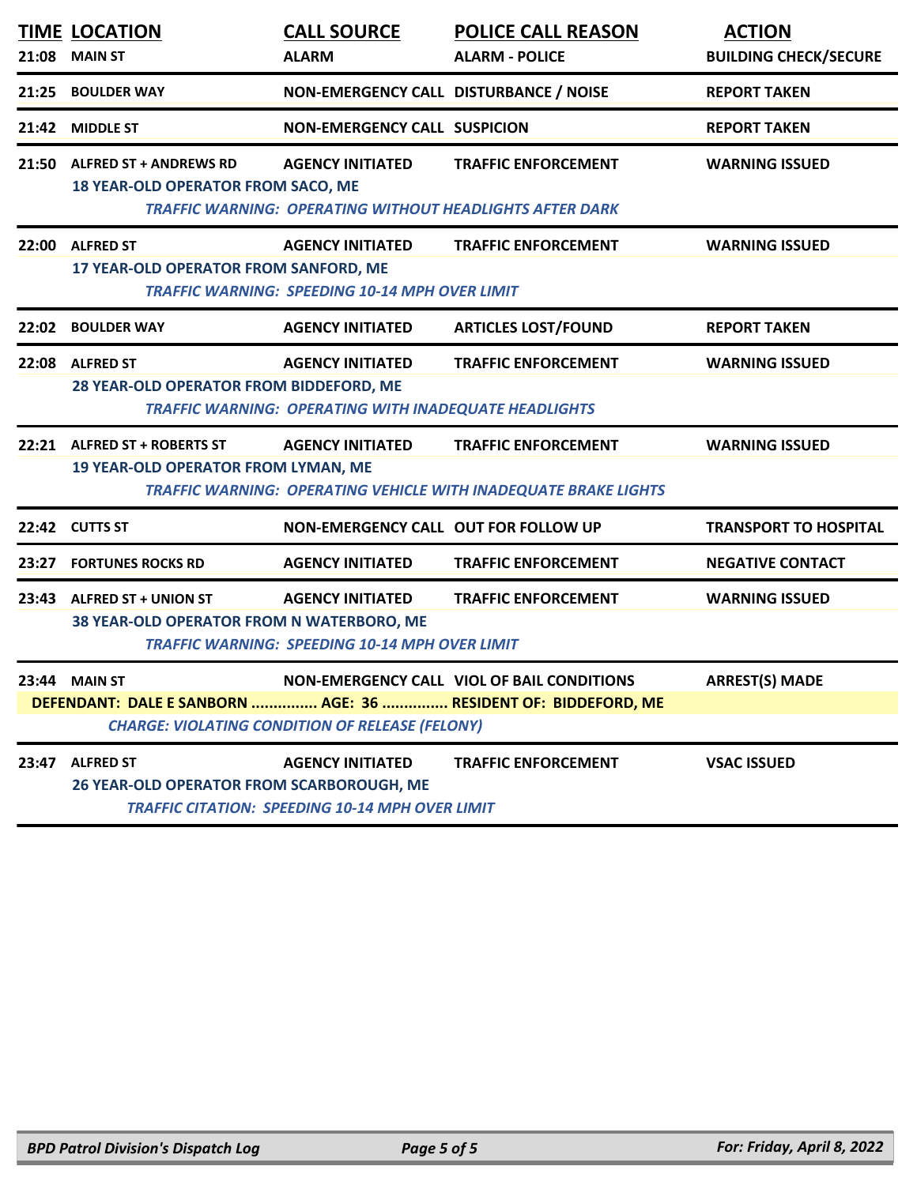| TIME | LOCATION | CALL SOURCE | POLICE CALL REASON | ACTION |
|---|---|---|---|---|
| 21:08 | MAIN ST | ALARM | ALARM - POLICE | BUILDING CHECK/SECURE |
| 21:25 | BOULDER WAY | NON-EMERGENCY CALL | DISTURBANCE / NOISE | REPORT TAKEN |
| 21:42 | MIDDLE ST | NON-EMERGENCY CALL | SUSPICION | REPORT TAKEN |
| 21:50 | ALFRED ST + ANDREWS RD | AGENCY INITIATED | TRAFFIC ENFORCEMENT | WARNING ISSUED |
| | 18 YEAR-OLD OPERATOR FROM SACO, ME | | | |
| | *TRAFFIC WARNING: OPERATING WITHOUT HEADLIGHTS AFTER DARK* | | | |
| 22:00 | ALFRED ST | AGENCY INITIATED | TRAFFIC ENFORCEMENT | WARNING ISSUED |
| | 17 YEAR-OLD OPERATOR FROM SANFORD, ME | | | |
| | *TRAFFIC WARNING: SPEEDING 10-14 MPH OVER LIMIT* | | | |
| 22:02 | BOULDER WAY | AGENCY INITIATED | ARTICLES LOST/FOUND | REPORT TAKEN |
| 22:08 | ALFRED ST | AGENCY INITIATED | TRAFFIC ENFORCEMENT | WARNING ISSUED |
| | 28 YEAR-OLD OPERATOR FROM BIDDEFORD, ME | | | |
| | *TRAFFIC WARNING: OPERATING WITH INADEQUATE HEADLIGHTS* | | | |
| 22:21 | ALFRED ST + ROBERTS ST | AGENCY INITIATED | TRAFFIC ENFORCEMENT | WARNING ISSUED |
| | 19 YEAR-OLD OPERATOR FROM LYMAN, ME | | | |
| | *TRAFFIC WARNING: OPERATING VEHICLE WITH INADEQUATE BRAKE LIGHTS* | | | |
| 22:42 | CUTTS ST | NON-EMERGENCY CALL | OUT FOR FOLLOW UP | TRANSPORT TO HOSPITAL |
| 23:27 | FORTUNES ROCKS RD | AGENCY INITIATED | TRAFFIC ENFORCEMENT | NEGATIVE CONTACT |
| 23:43 | ALFRED ST + UNION ST | AGENCY INITIATED | TRAFFIC ENFORCEMENT | WARNING ISSUED |
| | 38 YEAR-OLD OPERATOR FROM N WATERBORO, ME | | | |
| | *TRAFFIC WARNING: SPEEDING 10-14 MPH OVER LIMIT* | | | |
| 23:44 | MAIN ST | NON-EMERGENCY CALL | VIOL OF BAIL CONDITIONS | ARREST(S) MADE |
| | DEFENDANT: DALE E SANBORN ............... AGE: 36 ............... RESIDENT OF: BIDDEFORD, ME | | | |
| | *CHARGE: VIOLATING CONDITION OF RELEASE (FELONY)* | | | |
| 23:47 | ALFRED ST | AGENCY INITIATED | TRAFFIC ENFORCEMENT | VSAC ISSUED |
| | 26 YEAR-OLD OPERATOR FROM SCARBOROUGH, ME | | | |
| | *TRAFFIC CITATION: SPEEDING 10-14 MPH OVER LIMIT* | | | |